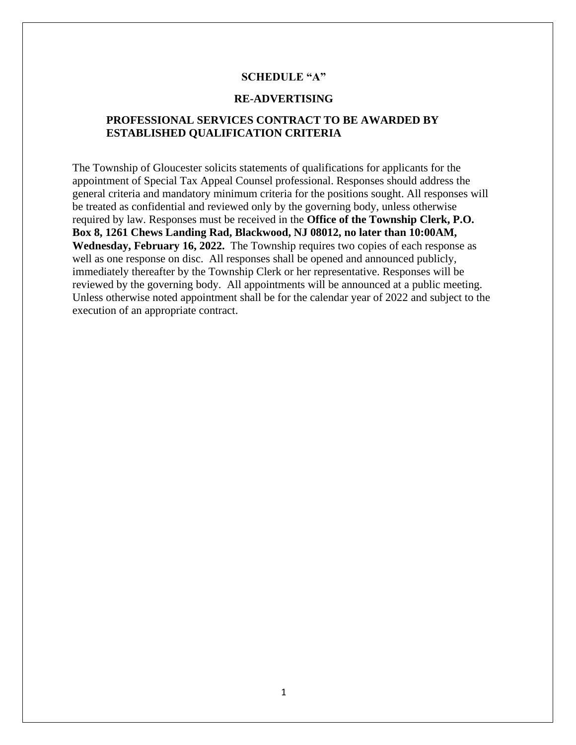# SCHEDULE "A"

## RE-ADVERTISING

## PROFESSIONAL SERVICES CONTRACT TO BE AWARDED BY ESTABLISHED QUALIFICATION CRITERIA

The Township of Gloucester solicits statements of qualifications for applicants for the appointment of Special Tax Appeal Counsel professional. Responses should address the general criteria and mandatory minimum criteria for the positions sought. All responses will be treated as confidential and reviewed only by the governing body, unless otherwise required by law. Responses must be received in the **Office of the Township Clerk, P.O. Box 8, 1261 Chews Landing Rad, Blackwood, NJ 08012, no later than 10:00AM, Wednesday, February 16, 2022.** The Township requires two copies of each response as well as one response on disc. All responses shall be opened and announced publicly, immediately thereafter by the Township Clerk or her representative. Responses will be reviewed by the governing body. All appointments will be announced at a public meeting. Unless otherwise noted appointment shall be for the calendar year of 2022 and subject to the execution of an appropriate contract.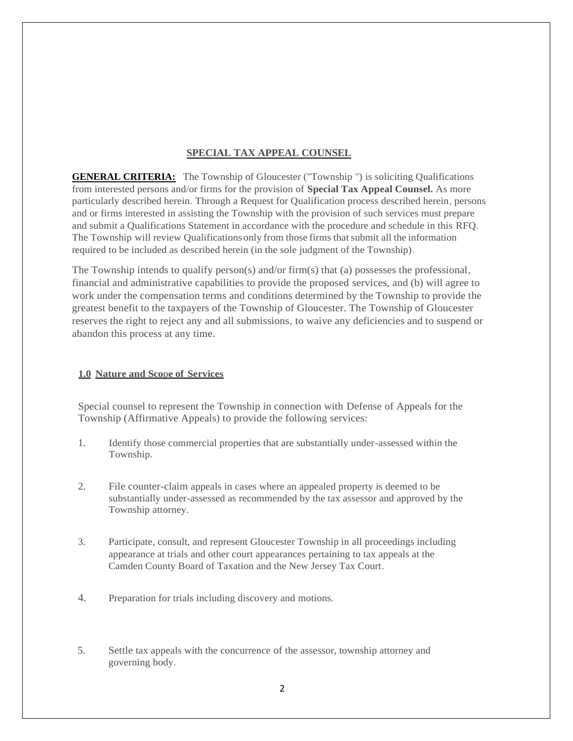## SPECIAL TAX APPEAL COUNSEL

**GENERAL CRITERIA:** The Township of Gloucester ("Township ") is soliciting Qualifications from interested persons and/or firms for the provision of **Special Tax Appeal Counsel.** As more particularly described herein. Through a Request for Qualification process described herein, persons and or firms interested in assisting the Township with the provision of such services must prepare and submit a Qualifications Statement in accordance with the procedure and schedule in this RFQ. The Township will review Qualifications only from those firms that submit all the information required to be included as described herein (in the sole judgment of the Township).

The Township intends to qualify person(s) and/or firm(s) that (a) possesses the professional, financial and administrative capabilities to provide the proposed services, and (b) will agree to work under the compensation terms and conditions determined by the Township to provide the greatest benefit to the taxpayers of the Township of Gloucester. The Township of Gloucester reserves the right to reject any and all submissions, to waive any deficiencies and to suspend or abandon this process at any time.

### 1.0 Nature and Scope of Services

Special counsel to represent the Township in connection with Defense of Appeals for the Township (Affirmative Appeals) to provide the following services:

1. Identify those commercial properties that are substantially under-assessed within the Township.
2. File counter-claim appeals in cases where an appealed property is deemed to be substantially under-assessed as recommended by the tax assessor and approved by the Township attorney.
3. Participate, consult, and represent Gloucester Township in all proceedings including appearance at trials and other court appearances pertaining to tax appeals at the Camden County Board of Taxation and the New Jersey Tax Court.
4. Preparation for trials including discovery and motions.
5. Settle tax appeals with the concurrence of the assessor, township attorney and governing body.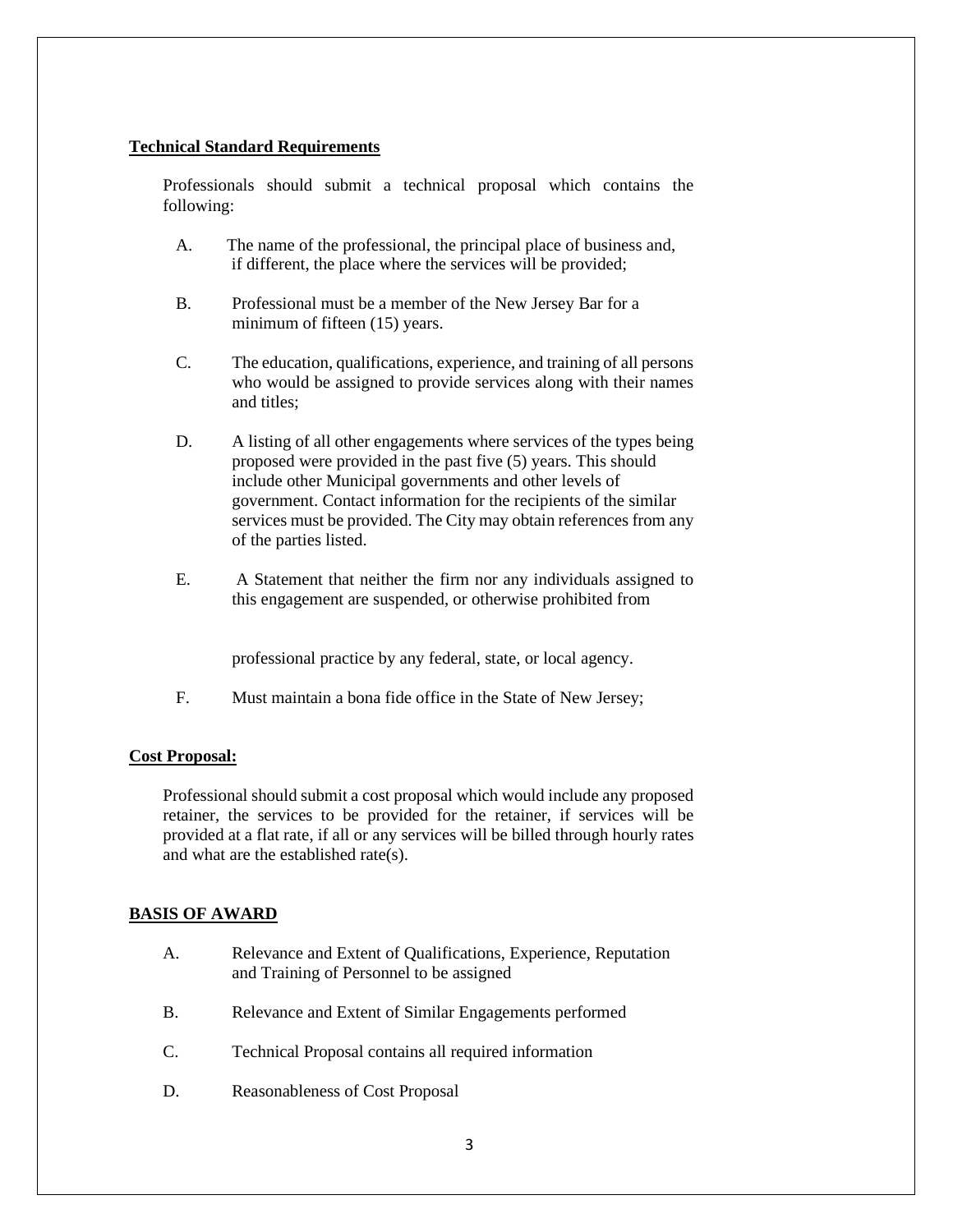**Technical Standard Requirements**

Professionals should submit a technical proposal which contains the following:

A. The name of the professional, the principal place of business and, if different, the place where the services will be provided;

B. Professional must be a member of the New Jersey Bar for a minimum of fifteen (15) years.

C. The education, qualifications, experience, and training of all persons who would be assigned to provide services along with their names and titles;

D. A listing of all other engagements where services of the types being proposed were provided in the past five (5) years. This should include other Municipal governments and other levels of government. Contact information for the recipients of the similar services must be provided. The City may obtain references from any of the parties listed.

E. A Statement that neither the firm nor any individuals assigned to this engagement are suspended, or otherwise prohibited from professional practice by any federal, state, or local agency.

F. Must maintain a bona fide office in the State of New Jersey;

**Cost Proposal:**

Professional should submit a cost proposal which would include any proposed retainer, the services to be provided for the retainer, if services will be provided at a flat rate, if all or any services will be billed through hourly rates and what are the established rate(s).

**BASIS OF AWARD**

A. Relevance and Extent of Qualifications, Experience, Reputation and Training of Personnel to be assigned

B. Relevance and Extent of Similar Engagements performed

C. Technical Proposal contains all required information

D. Reasonableness of Cost Proposal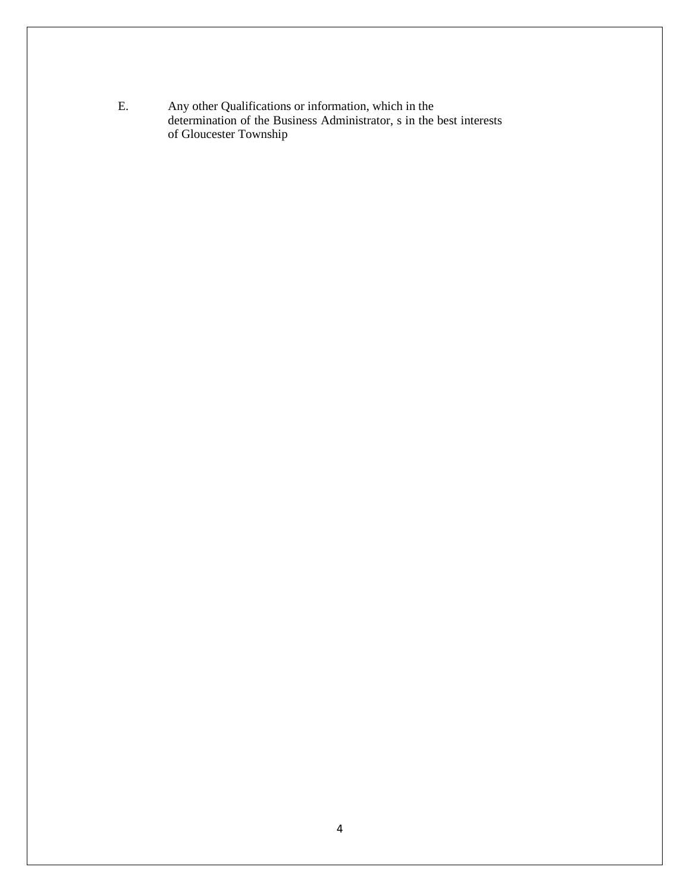E. Any other Qualifications or information, which in the determination of the Business Administrator, s in the best interests of Gloucester Township